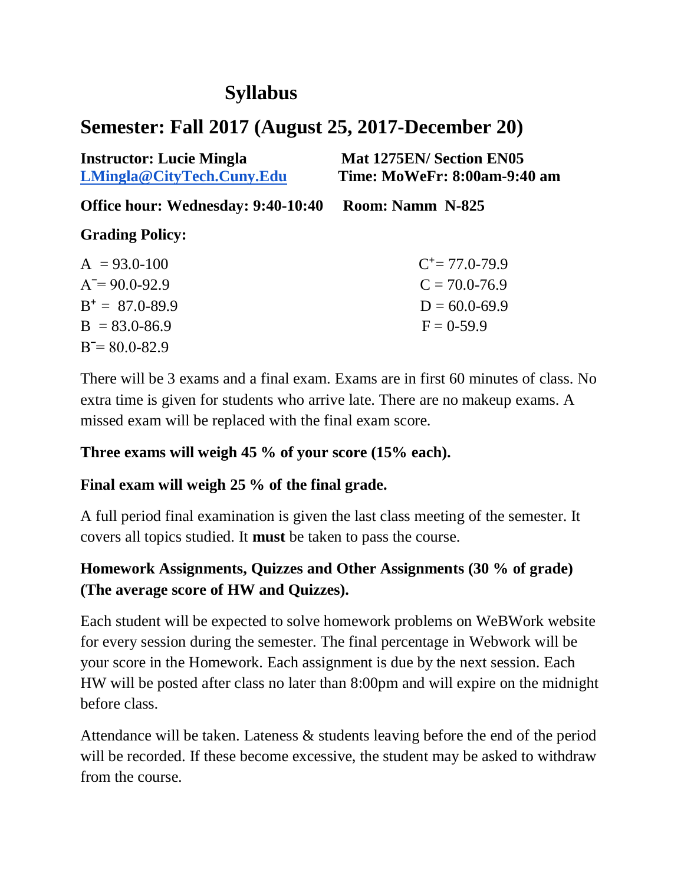# Syllabus

## Semester: Fall 2017 (August 25, 2017-December 20)

**Instructor: Lucie Mingla**
**[LMingla@CityTech.Cuny.Edu](mailto:LMingla@CityTech.Cuny.Edu)**

**Mat 1275EN/ Section EN05**
**Time: MoWeFr: 8:00am-9:40 am**

**Office hour: Wednesday: 9:40-10:40**

**Room: Namm N-825**

**Grading Policy:**

| | |
|---|---|
| A = 93.0-100 | C+= 77.0-79.9 |
| A-= 90.0-92.9 | C = 70.0-76.9 |
| B+ = 87.0-89.9 | D = 60.0-69.9 |
| B = 83.0-86.9 | F = 0-59.9 |
| B-= 80.0-82.9 | |

There will be 3 exams and a final exam. Exams are in first 60 minutes of class. No extra time is given for students who arrive late. There are no makeup exams. A missed exam will be replaced with the final exam score.

**Three exams will weigh 45 % of your score (15% each).**

**Final exam will weigh 25 % of the final grade.**

A full period final examination is given the last class meeting of the semester. It covers all topics studied. It **must** be taken to pass the course.

**Homework Assignments, Quizzes and Other Assignments (30 % of grade) (The average score of HW and Quizzes).**

Each student will be expected to solve homework problems on WeBWork website for every session during the semester. The final percentage in Webwork will be your score in the Homework. Each assignment is due by the next session. Each HW will be posted after class no later than 8:00pm and will expire on the midnight before class.

Attendance will be taken. Lateness & students leaving before the end of the period will be recorded. If these become excessive, the student may be asked to withdraw from the course.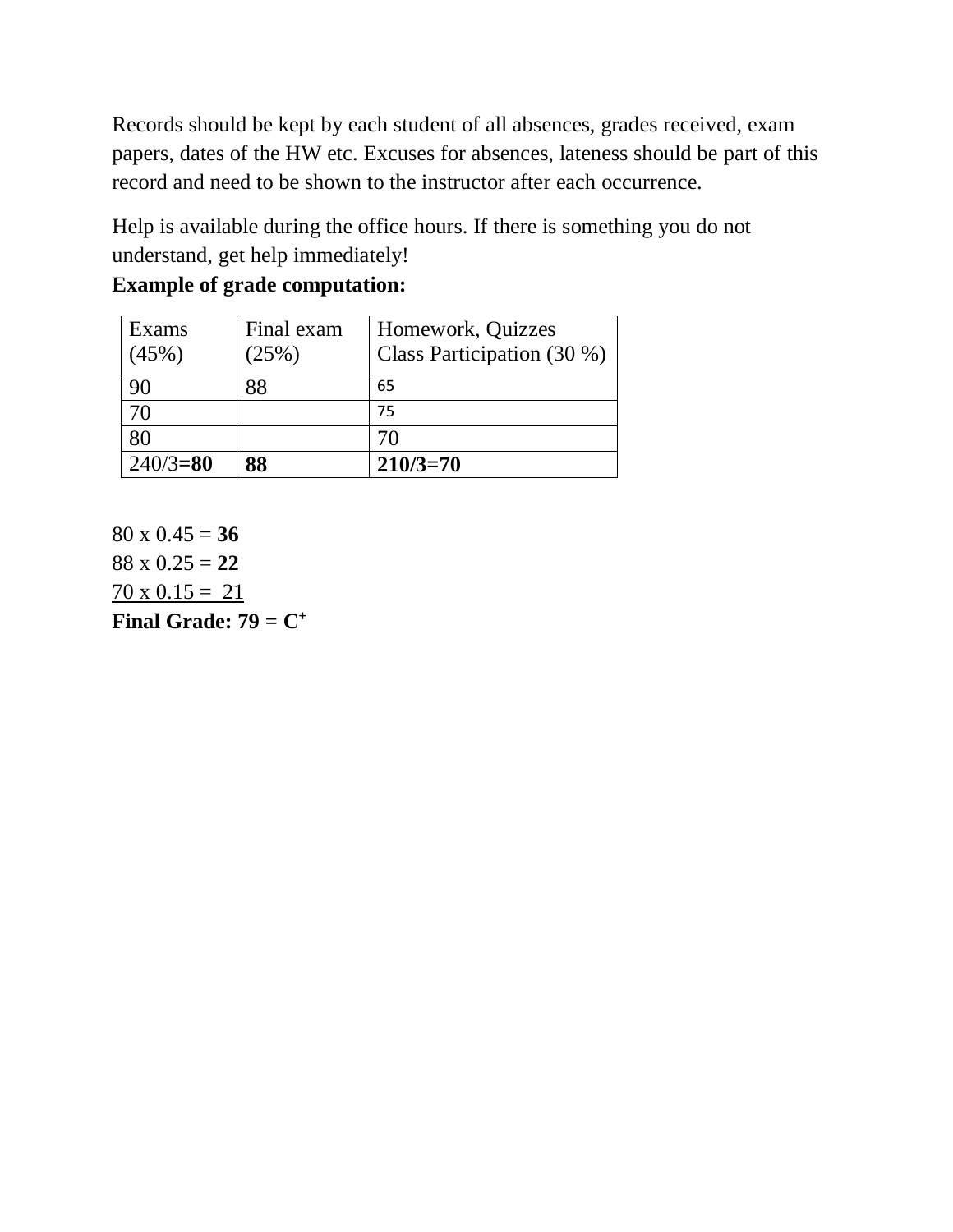Records should be kept by each student of all absences, grades received, exam papers, dates of the HW etc. Excuses for absences, lateness should be part of this record and need to be shown to the instructor after each occurrence.

Help is available during the office hours. If there is something you do not understand, get help immediately!

**Example of grade computation:**

| Exams (45%) | Final exam (25%) | Homework, Quizzes Class Participation (30 %) |
|---|---|---|
| 90 | 88 | 65 |
| 70 | | 75 |
| 80 | | 70 |
| 240/3=**80** | **88** | **210/3=70** |

80 x 0.45 = **36**
88 x 0.25 = **22**
70 x 0.15 = 21
**Final Grade: 79 = C$^+$**